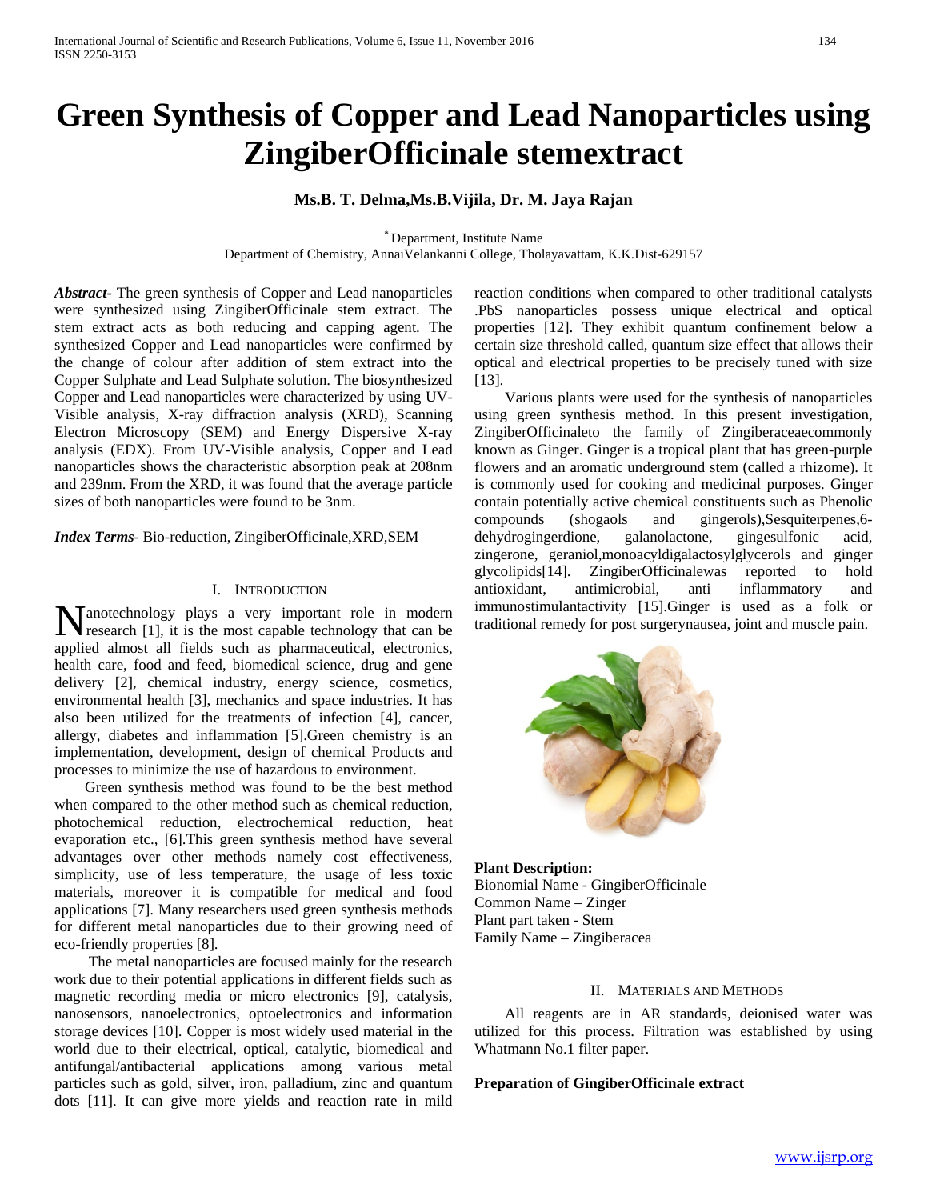# Green Synthesis of Copper and Lead Nanoparticles using ZingiberOfficinale stemextract

**Ms.B. T. Delma,Ms.B.Vijila, Dr. M. Jaya Rajan**

* Department, Institute Name
Department of Chemistry, AnnaiVelankanni College, Tholayavattam, K.K.Dist-629157

***Abstract***- The green synthesis of Copper and Lead nanoparticles were synthesized using ZingiberOfficinale stem extract. The stem extract acts as both reducing and capping agent. The synthesized Copper and Lead nanoparticles were confirmed by the change of colour after addition of stem extract into the Copper Sulphate and Lead Sulphate solution. The biosynthesized Copper and Lead nanoparticles were characterized by using UV-Visible analysis, X-ray diffraction analysis (XRD), Scanning Electron Microscopy (SEM) and Energy Dispersive X-ray analysis (EDX). From UV-Visible analysis, Copper and Lead nanoparticles shows the characteristic absorption peak at 208nm and 239nm. From the XRD, it was found that the average particle sizes of both nanoparticles were found to be 3nm.

***Index Terms***- Bio-reduction, ZingiberOfficinale,XRD,SEM

## I. Introduction

Nanotechnology plays a very important role in modern research [1], it is the most capable technology that can be applied almost all fields such as pharmaceutical, electronics, health care, food and feed, biomedical science, drug and gene delivery [2], chemical industry, energy science, cosmetics, environmental health [3], mechanics and space industries. It has also been utilized for the treatments of infection [4], cancer, allergy, diabetes and inflammation [5].Green chemistry is an implementation, development, design of chemical Products and processes to minimize the use of hazardous to environment.

Green synthesis method was found to be the best method when compared to the other method such as chemical reduction, photochemical reduction, electrochemical reduction, heat evaporation etc., [6].This green synthesis method have several advantages over other methods namely cost effectiveness, simplicity, use of less temperature, the usage of less toxic materials, moreover it is compatible for medical and food applications [7]. Many researchers used green synthesis methods for different metal nanoparticles due to their growing need of eco-friendly properties [8].

The metal nanoparticles are focused mainly for the research work due to their potential applications in different fields such as magnetic recording media or micro electronics [9], catalysis, nanosensors, nanoelectronics, optoelectronics and information storage devices [10]. Copper is most widely used material in the world due to their electrical, optical, catalytic, biomedical and antifungal/antibacterial applications among various metal particles such as gold, silver, iron, palladium, zinc and quantum dots [11]. It can give more yields and reaction rate in mild reaction conditions when compared to other traditional catalysts .PbS nanoparticles possess unique electrical and optical properties [12]. They exhibit quantum confinement below a certain size threshold called, quantum size effect that allows their optical and electrical properties to be precisely tuned with size [13].

Various plants were used for the synthesis of nanoparticles using green synthesis method. In this present investigation, ZingiberOfficinaleto the family of Zingiberaceaecommonly known as Ginger. Ginger is a tropical plant that has green-purple flowers and an aromatic underground stem (called a rhizome). It is commonly used for cooking and medicinal purposes. Ginger contain potentially active chemical constituents such as Phenolic compounds (shogaols and gingerols),Sesquiterpenes,6-dehydrogingerdione, galanolactone, gingesulfonic acid, zingerone, geraniol,monoacyldigalactosylglycerols and ginger glycolipids[14]. ZingiberOfficinalewas reported to hold antioxidant, antimicrobial, anti inflammatory and immunostimulantactivity [15].Ginger is used as a folk or traditional remedy for post surgerynausea, joint and muscle pain.

**Plant Description:**
Bionomial Name - GingiberOfficinale
Common Name – Zinger
Plant part taken - Stem
Family Name – Zingiberacea

## II. Materials and Methods

All reagents are in AR standards, deionised water was utilized for this process. Filtration was established by using Whatmann No.1 filter paper.

**Preparation of GingiberOfficinale extract**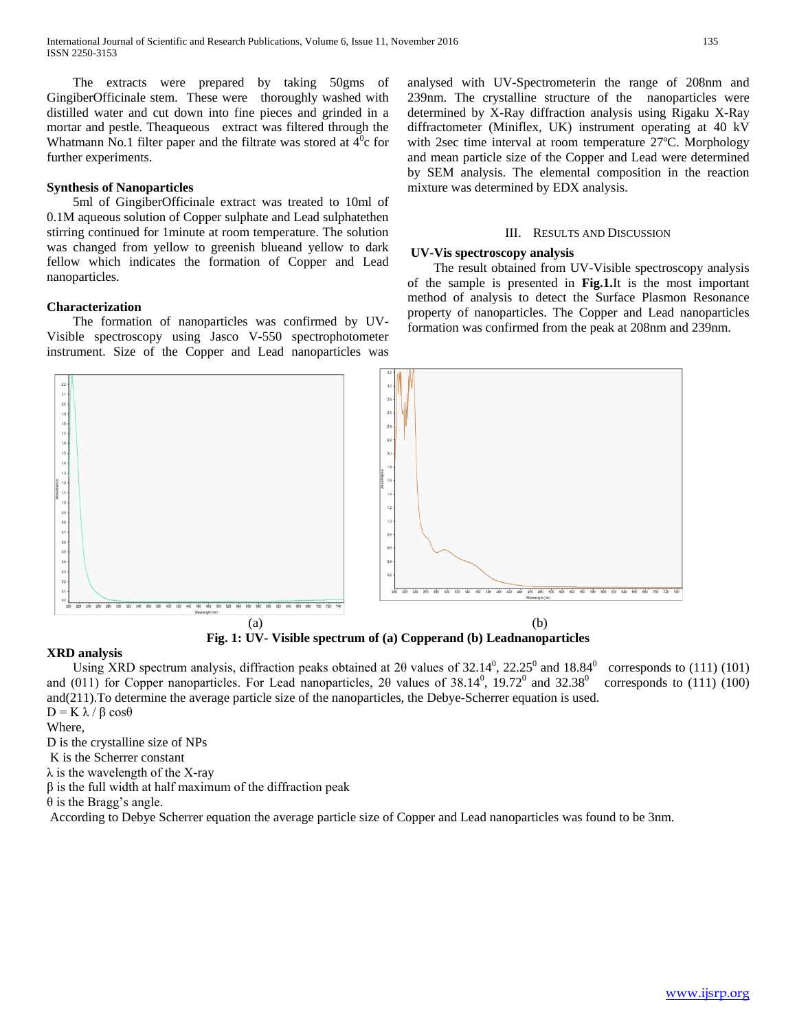The extracts were prepared by taking 50gms of GingiberOfficinale stem. These were thoroughly washed with distilled water and cut down into fine pieces and grinded in a mortar and pestle. Theaqueous extract was filtered through the Whatmann No.1 filter paper and the filtrate was stored at $4^0$c for further experiments.

**Synthesis of Nanoparticles**

5ml of GingiberOfficinale extract was treated to 10ml of 0.1M aqueous solution of Copper sulphate and Lead sulphatethen stirring continued for 1minute at room temperature. The solution was changed from yellow to greenish blueand yellow to dark fellow which indicates the formation of Copper and Lead nanoparticles.

**Characterization**

The formation of nanoparticles was confirmed by UV-Visible spectroscopy using Jasco V-550 spectrophotometer instrument. Size of the Copper and Lead nanoparticles was analysed with UV-Spectrometerin the range of 208nm and 239nm. The crystalline structure of the nanoparticles were determined by X-Ray diffraction analysis using Rigaku X-Ray diffractometer (Miniflex, UK) instrument operating at 40 kV with 2sec time interval at room temperature 27ºC. Morphology and mean particle size of the Copper and Lead were determined by SEM analysis. The elemental composition in the reaction mixture was determined by EDX analysis.

## III. Results and Discussion

**UV-Vis spectroscopy analysis**

The result obtained from UV-Visible spectroscopy analysis of the sample is presented in **Fig.1.**It is the most important method of analysis to detect the Surface Plasmon Resonance property of nanoparticles. The Copper and Lead nanoparticles formation was confirmed from the peak at 208nm and 239nm.

(a) (b)

**Fig. 1: UV- Visible spectrum of (a) Copperand (b) Leadnanoparticles**

**XRD analysis**

Using XRD spectrum analysis, diffraction peaks obtained at 2θ values of $32.14^0$, $22.25^0$ and $18.84^0$ corresponds to (111) (101) and (011) for Copper nanoparticles. For Lead nanoparticles, 2θ values of $38.14^0$, $19.72^0$ and $32.38^0$ corresponds to (111) (100) and(211).To determine the average particle size of the nanoparticles, the Debye-Scherrer equation is used.

$$D = K \lambda / \beta \cos\theta$$

Where,

D is the crystalline size of NPs

K is the Scherrer constant

λ is the wavelength of the X-ray

β is the full width at half maximum of the diffraction peak

θ is the Bragg's angle.

According to Debye Scherrer equation the average particle size of Copper and Lead nanoparticles was found to be 3nm.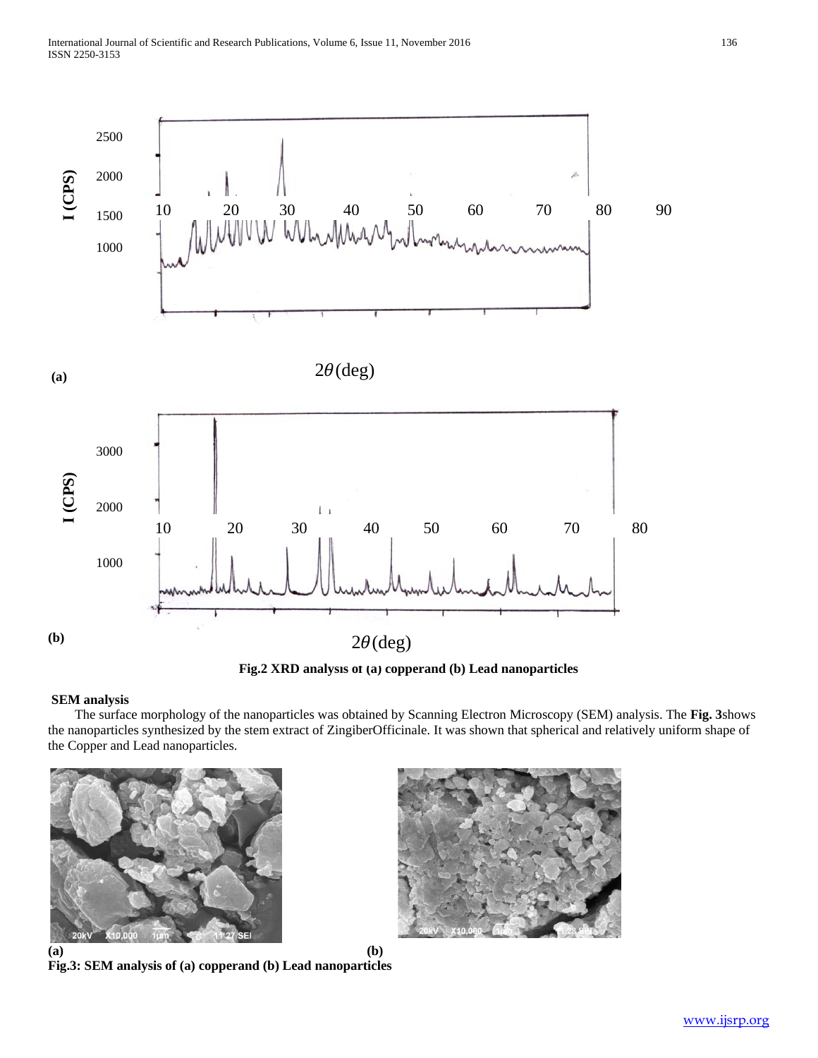**(a)**

**(b)**

**Fig.2 XRD analysis of (a) copperand (b) Lead nanoparticles**

**SEM analysis**

The surface morphology of the nanoparticles was obtained by Scanning Electron Microscopy (SEM) analysis. The **Fig. 3**shows the nanoparticles synthesized by the stem extract of ZingiberOfficinale. It was shown that spherical and relatively uniform shape of the Copper and Lead nanoparticles.

**(a)** **(b)**

**Fig.3: SEM analysis of (a) copperand (b) Lead nanoparticles**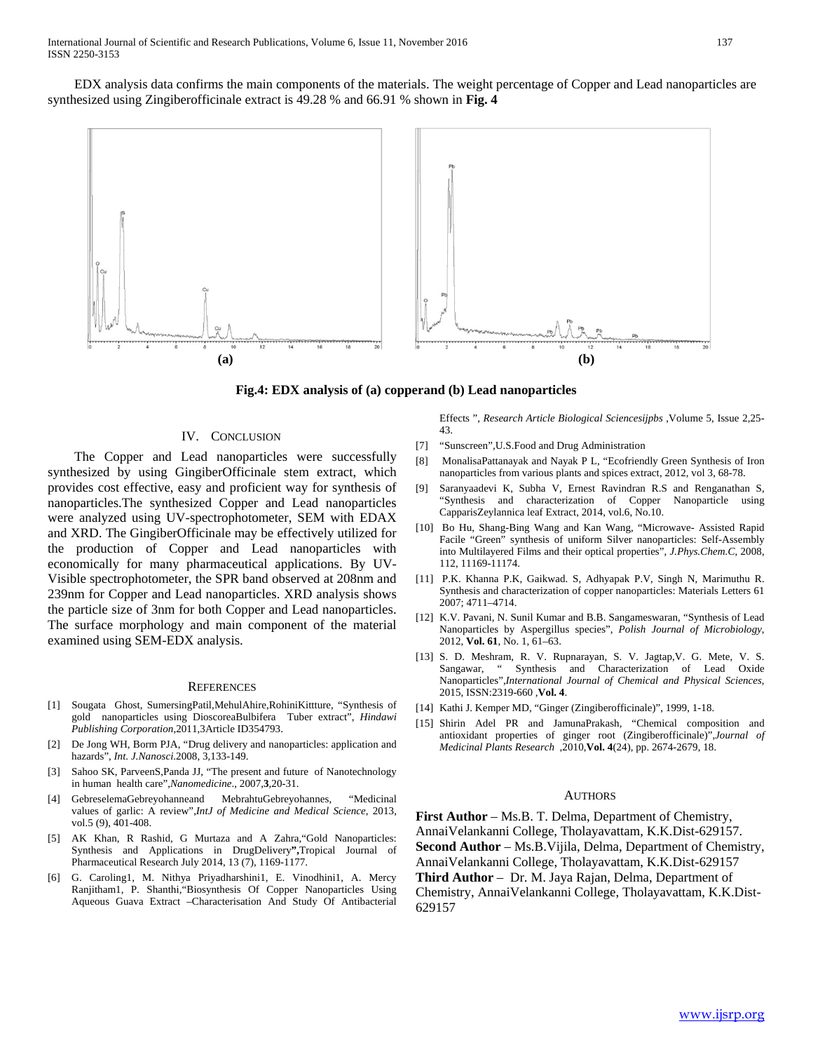EDX analysis data confirms the main components of the materials. The weight percentage of Copper and Lead nanoparticles are synthesized using Zingiberofficinale extract is 49.28 % and 66.91 % shown in **Fig. 4**

(a)

(b)

**Fig.4: EDX analysis of (a) copperand (b) Lead nanoparticles**

## IV. Conclusion

The Copper and Lead nanoparticles were successfully synthesized by using GingiberOfficinale stem extract, which provides cost effective, easy and proficient way for synthesis of nanoparticles.The synthesized Copper and Lead nanoparticles were analyzed using UV-spectrophotometer, SEM with EDAX and XRD. The GingiberOfficinale may be effectively utilized for the production of Copper and Lead nanoparticles with economically for many pharmaceutical applications. By UV-Visible spectrophotometer, the SPR band observed at 208nm and 239nm for Copper and Lead nanoparticles. XRD analysis shows the particle size of 3nm for both Copper and Lead nanoparticles. The surface morphology and main component of the material examined using SEM-EDX analysis.

## References

[1] Sougata Ghost, SumersingPatil,MehulAhire,RohiniKittture, "Synthesis of gold nanoparticles using DioscoreaBulbifera Tuber extract", *Hindawi Publishing Corporation*,2011,3Article ID354793.

[2] De Jong WH, Borm PJA, "Drug delivery and nanoparticles: application and hazards", *Int. J.Nanosci.*2008, 3,133-149.

[3] Sahoo SK, ParveenS,Panda JJ, "The present and future of Nanotechnology in human health care",*Nanomedicine*., 2007,**3**,20-31.

[4] GebreselemaGebreyohanneand MebrahtuGebreyohannes, "Medicinal values of garlic: A review",*IntJ of Medicine and Medical Science*, 2013, vol.5 (9), 401-408.

[5] AK Khan, R Rashid, G Murtaza and A Zahra,"Gold Nanoparticles: Synthesis and Applications in DrugDelivery**",**Tropical Journal of Pharmaceutical Research July 2014, 13 (7), 1169-1177.

[6] G. Caroling1, M. Nithya Priyadharshini1, E. Vinodhini1, A. Mercy Ranjitham1, P. Shanthi,"Biosynthesis Of Copper Nanoparticles Using Aqueous Guava Extract –Characterisation And Study Of Antibacterial Effects ", *Research Article Biological Sciencesijpbs* ,Volume 5, Issue 2,25-43.

[7] "Sunscreen",U.S.Food and Drug Administration

[8] MonalisaPattanayak and Nayak P L, "Ecofriendly Green Synthesis of Iron nanoparticles from various plants and spices extract, 2012, vol 3, 68-78.

[9] Saranyaadevi K, Subha V, Ernest Ravindran R.S and Renganathan S, "Synthesis and characterization of Copper Nanoparticle using CapparisZeylannica leaf Extract, 2014, vol.6, No.10.

[10] Bo Hu, Shang-Bing Wang and Kan Wang, "Microwave- Assisted Rapid Facile "Green" synthesis of uniform Silver nanoparticles: Self-Assembly into Multilayered Films and their optical properties", *J.Phys.Chem.C*, 2008, 112, 11169-11174.

[11] P.K. Khanna P.K, Gaikwad. S, Adhyapak P.V, Singh N, Marimuthu R. Synthesis and characterization of copper nanoparticles: Materials Letters 61 2007; 4711–4714.

[12] K.V. Pavani, N. Sunil Kumar and B.B. Sangameswaran, "Synthesis of Lead Nanoparticles by Aspergillus species", *Polish Journal of Microbiology*, 2012, **Vol. 61**, No. 1, 61–63.

[13] S. D. Meshram, R. V. Rupnarayan, S. V. Jagtap,V. G. Mete, V. S. Sangawar, " Synthesis and Characterization of Lead Oxide Nanoparticles",*International Journal of Chemical and Physical Sciences*, 2015, ISSN:2319-660 ,**Vol. 4**.

[14] Kathi J. Kemper MD, "Ginger (Zingiberofficinale)", 1999, 1-18.

[15] Shirin Adel PR and JamunaPrakash, "Chemical composition and antioxidant properties of ginger root (Zingiberofficinale)",*Journal of Medicinal Plants Research* ,2010,**Vol. 4**(24), pp. 2674-2679, 18.

## Authors

**First Author** – Ms.B. T. Delma, Department of Chemistry, AnnaiVelankanni College, Tholayavattam, K.K.Dist-629157.
**Second Author** – Ms.B.Vijila, Delma, Department of Chemistry, AnnaiVelankanni College, Tholayavattam, K.K.Dist-629157
**Third Author** – Dr. M. Jaya Rajan, Delma, Department of Chemistry, AnnaiVelankanni College, Tholayavattam, K.K.Dist-629157